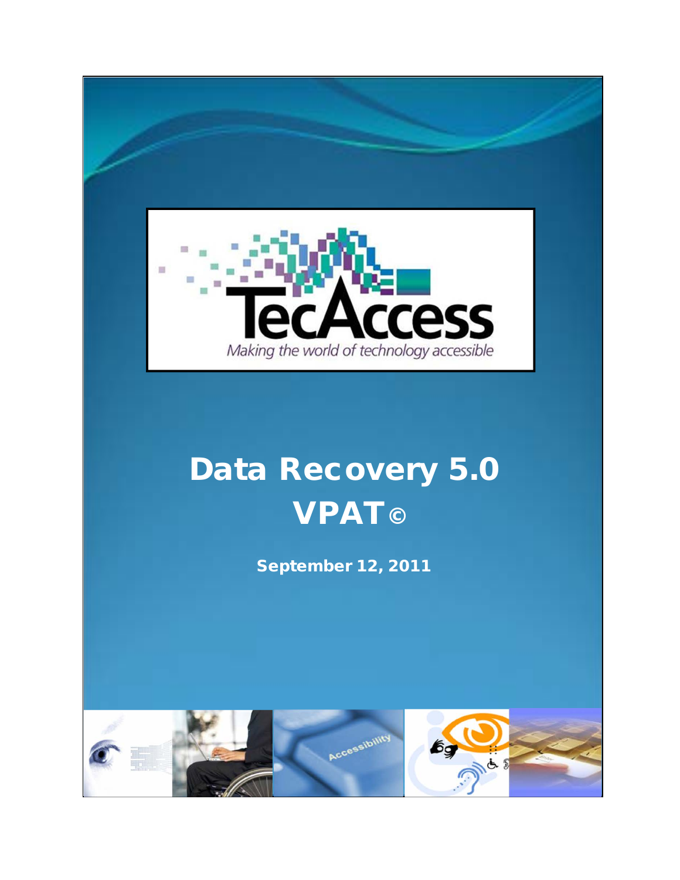TecAccess

*Making the world of technology accessible*

# Data Recovery 5.0 VPAT©

**September 12, 2011**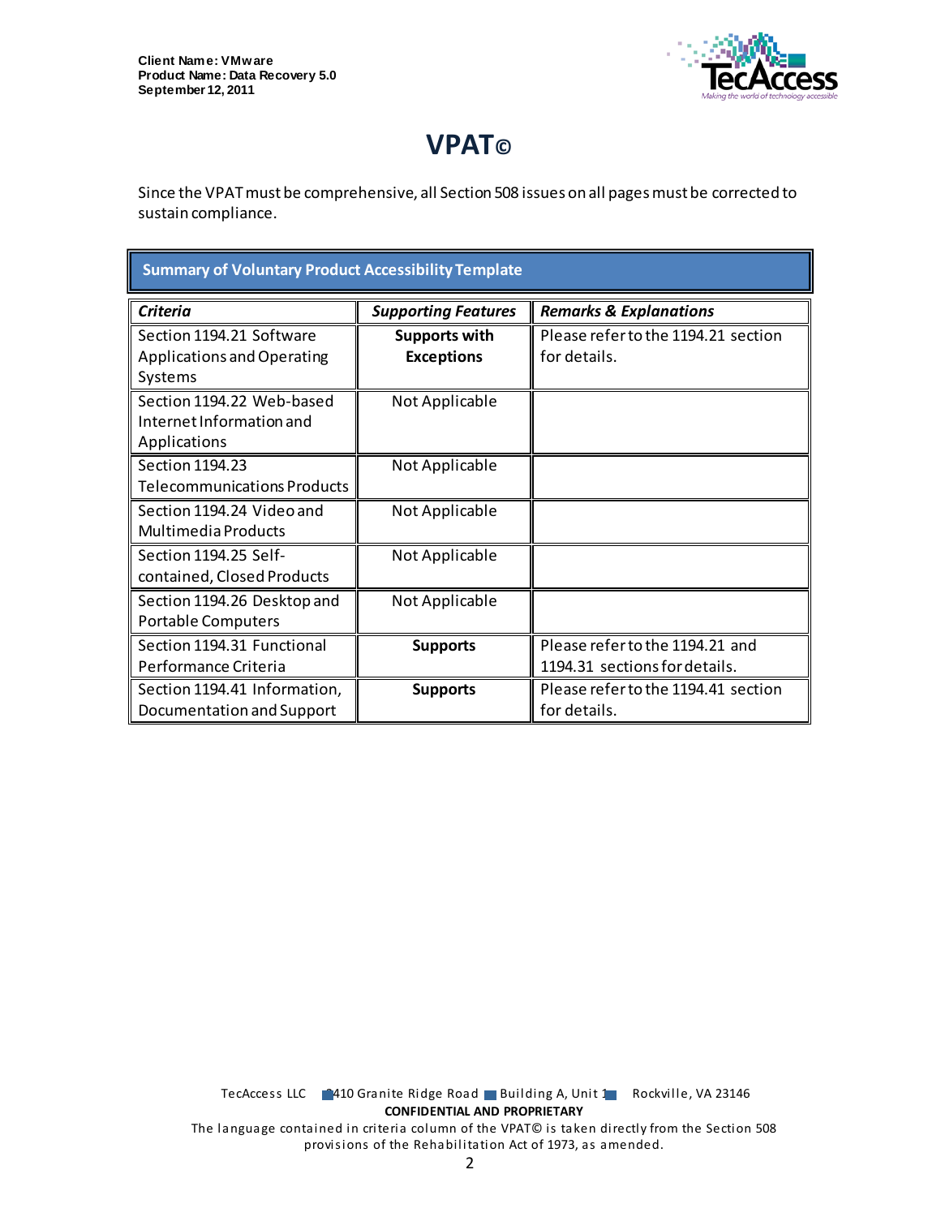# VPAT©

Since the VPAT must be comprehensive, all Section 508 issues on all pages must be corrected to sustain compliance.

| Summary of Voluntary Product Accessibility Template | | |
|---|---|---|
| ***Criteria*** | ***Supporting Features*** | ***Remarks & Explanations*** |
| Section 1194.21 Software Applications and Operating Systems | **Supports with Exceptions** | Please refer to the 1194.21 section for details. |
| Section 1194.22 Web-based Internet Information and Applications | Not Applicable | |
| Section 1194.23 Telecommunications Products | Not Applicable | |
| Section 1194.24 Video and Multimedia Products | Not Applicable | |
| Section 1194.25 Self-contained, Closed Products | Not Applicable | |
| Section 1194.26 Desktop and Portable Computers | Not Applicable | |
| Section 1194.31 Functional Performance Criteria | **Supports** | Please refer to the 1194.21 and 1194.31 sections for details. |
| Section 1194.41 Information, Documentation and Support | **Supports** | Please refer to the 1194.41 section for details. |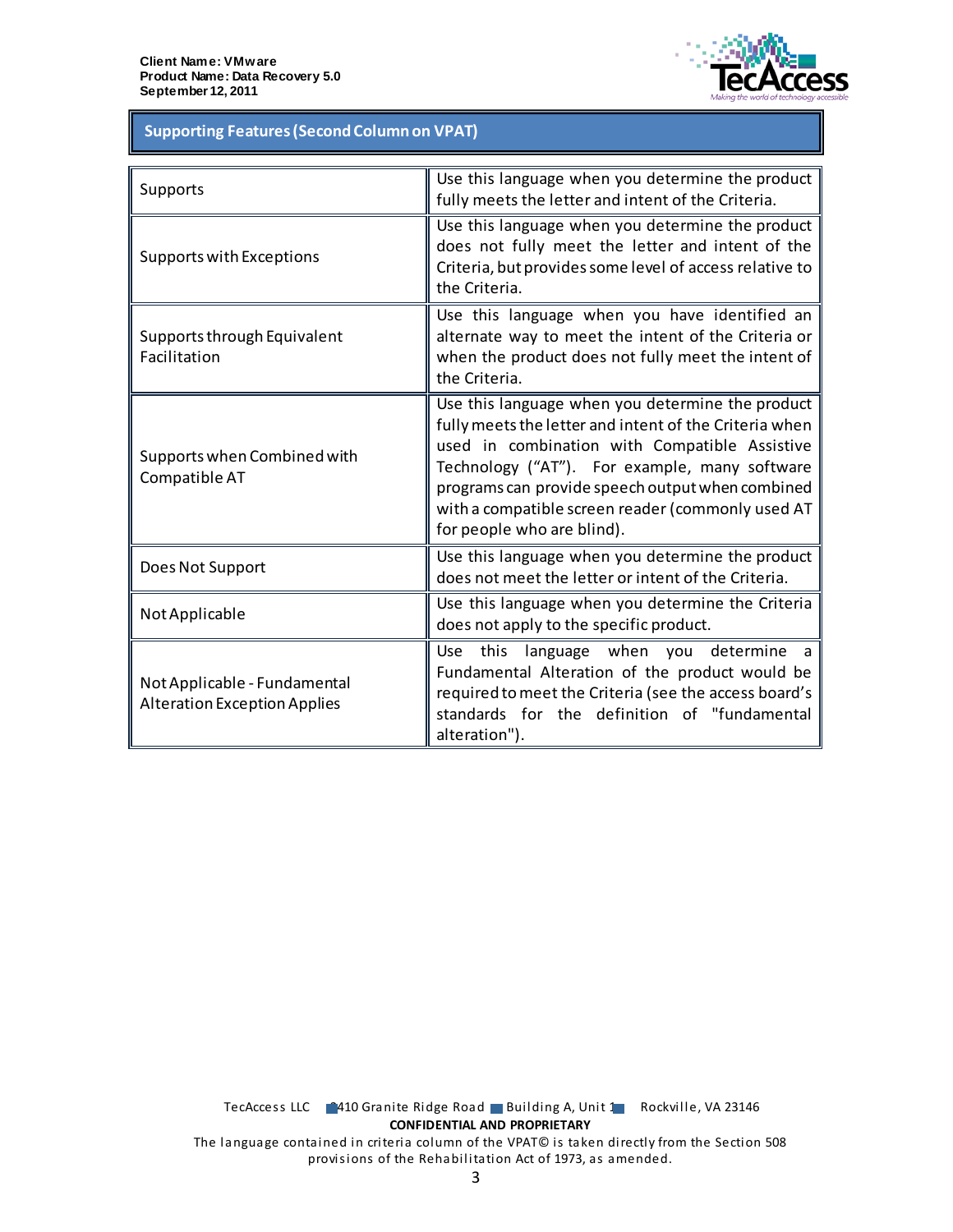## Supporting Features (Second Column on VPAT)

| | |
|---|---|
| Supports | Use this language when you determine the product fully meets the letter and intent of the Criteria. |
| Supports with Exceptions | Use this language when you determine the product does not fully meet the letter and intent of the Criteria, but provides some level of access relative to the Criteria. |
| Supports through Equivalent Facilitation | Use this language when you have identified an alternate way to meet the intent of the Criteria or when the product does not fully meet the intent of the Criteria. |
| Supports when Combined with Compatible AT | Use this language when you determine the product fully meets the letter and intent of the Criteria when used in combination with Compatible Assistive Technology ("AT"). For example, many software programs can provide speech output when combined with a compatible screen reader (commonly used AT for people who are blind). |
| Does Not Support | Use this language when you determine the product does not meet the letter or intent of the Criteria. |
| Not Applicable | Use this language when you determine the Criteria does not apply to the specific product. |
| Not Applicable - Fundamental Alteration Exception Applies | Use this language when you determine a Fundamental Alteration of the product would be required to meet the Criteria (see the access board's standards for the definition of "fundamental alteration"). |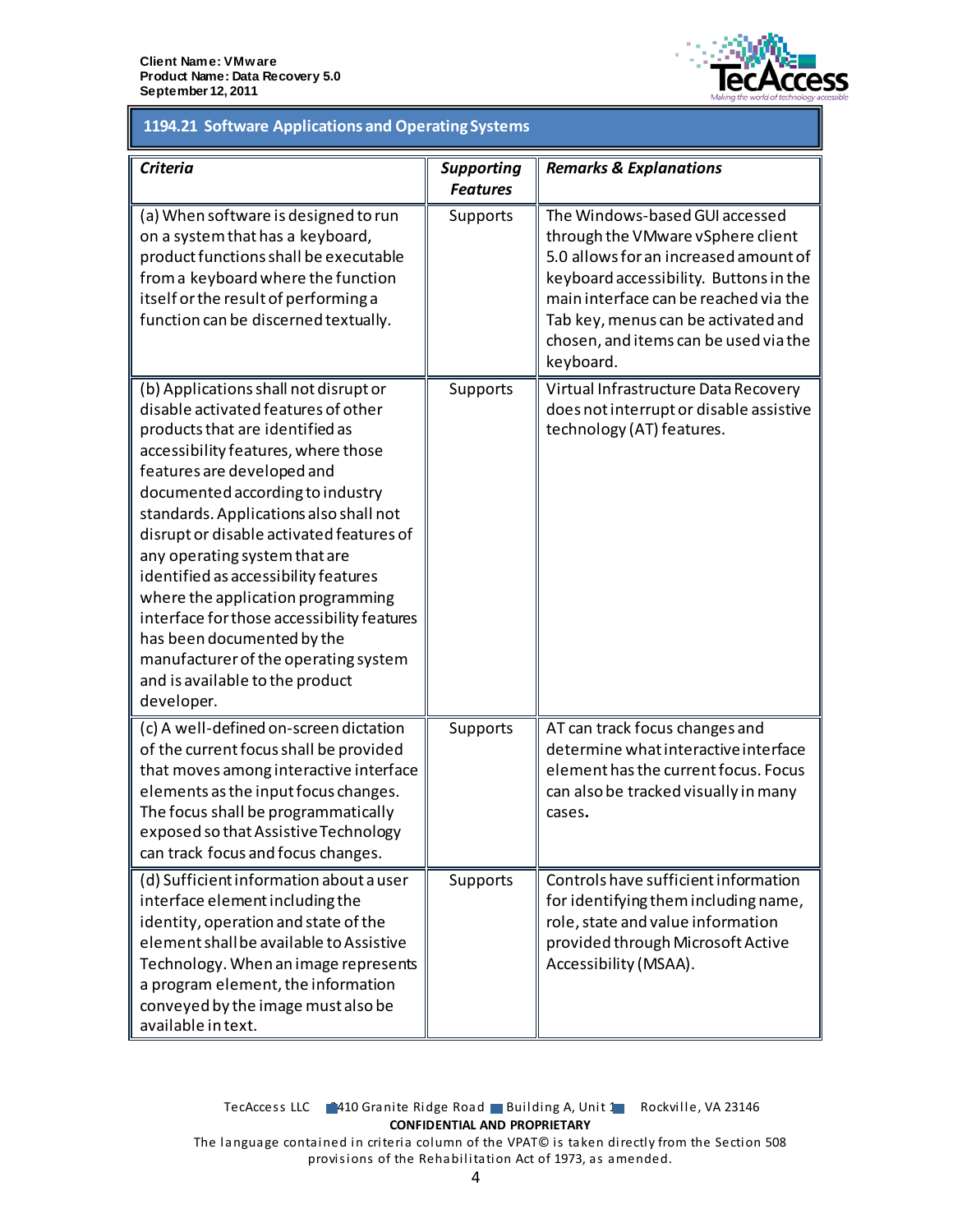## 1194.21 Software Applications and Operating Systems

| *Criteria* | *Supporting Features* | *Remarks & Explanations* |
|---|---|---|
| (a) When software is designed to run on a system that has a keyboard, product functions shall be executable from a keyboard where the function itself or the result of performing a function can be discerned textually. | Supports | The Windows-based GUI accessed through the VMware vSphere client 5.0 allows for an increased amount of keyboard accessibility. Buttons in the main interface can be reached via the Tab key, menus can be activated and chosen, and items can be used via the keyboard. |
| (b) Applications shall not disrupt or disable activated features of other products that are identified as accessibility features, where those features are developed and documented according to industry standards. Applications also shall not disrupt or disable activated features of any operating system that are identified as accessibility features where the application programming interface for those accessibility features has been documented by the manufacturer of the operating system and is available to the product developer. | Supports | Virtual Infrastructure Data Recovery does not interrupt or disable assistive technology (AT) features. |
| (c) A well-defined on-screen dictation of the current focus shall be provided that moves among interactive interface elements as the input focus changes. The focus shall be programmatically exposed so that Assistive Technology can track focus and focus changes. | Supports | AT can track focus changes and determine what interactive interface element has the current focus. Focus can also be tracked visually in many cases. |
| (d) Sufficient information about a user interface element including the identity, operation and state of the element shall be available to Assistive Technology. When an image represents a program element, the information conveyed by the image must also be available in text. | Supports | Controls have sufficient information for identifying them including name, role, state and value information provided through Microsoft Active Accessibility (MSAA). |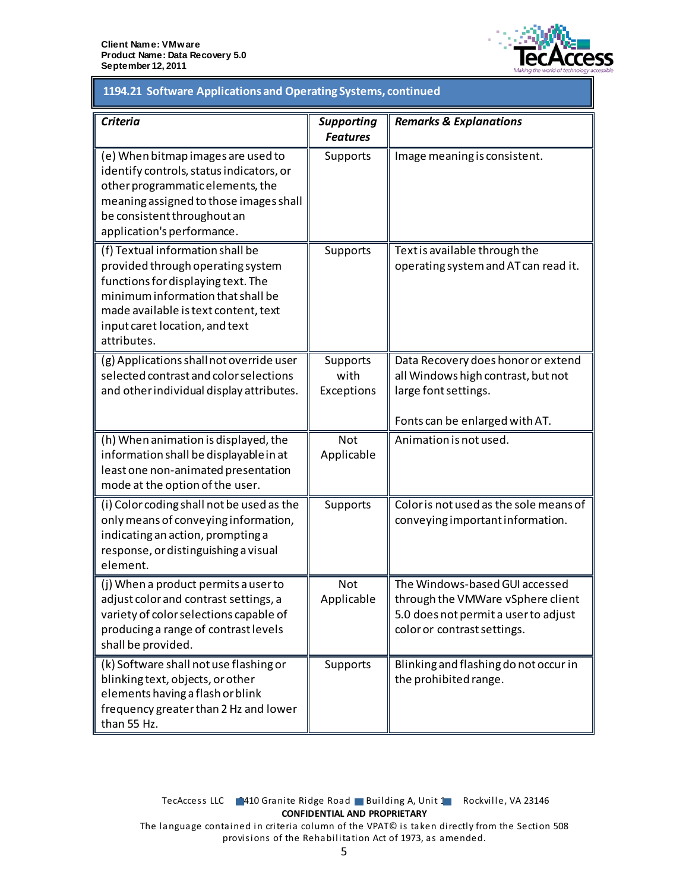## 1194.21 Software Applications and Operating Systems, continued

| *Criteria* | *Supporting Features* | *Remarks & Explanations* |
|---|---|---|
| (e) When bitmap images are used to identify controls, status indicators, or other programmatic elements, the meaning assigned to those images shall be consistent throughout an application's performance. | Supports | Image meaning is consistent. |
| (f) Textual information shall be provided through operating system functions for displaying text. The minimum information that shall be made available is text content, text input caret location, and text attributes. | Supports | Text is available through the operating system and AT can read it. |
| (g) Applications shall not override user selected contrast and color selections and other individual display attributes. | Supports with Exceptions | Data Recovery does honor or extend all Windows high contrast, but not large font settings.<br><br>Fonts can be enlarged with AT. |
| (h) When animation is displayed, the information shall be displayable in at least one non-animated presentation mode at the option of the user. | Not Applicable | Animation is not used. |
| (i) Color coding shall not be used as the only means of conveying information, indicating an action, prompting a response, or distinguishing a visual element. | Supports | Color is not used as the sole means of conveying important information. |
| (j) When a product permits a user to adjust color and contrast settings, a variety of color selections capable of producing a range of contrast levels shall be provided. | Not Applicable | The Windows-based GUI accessed through the VMWare vSphere client 5.0 does not permit a user to adjust color or contrast settings. |
| (k) Software shall not use flashing or blinking text, objects, or other elements having a flash or blink frequency greater than 2 Hz and lower than 55 Hz. | Supports | Blinking and flashing do not occur in the prohibited range. |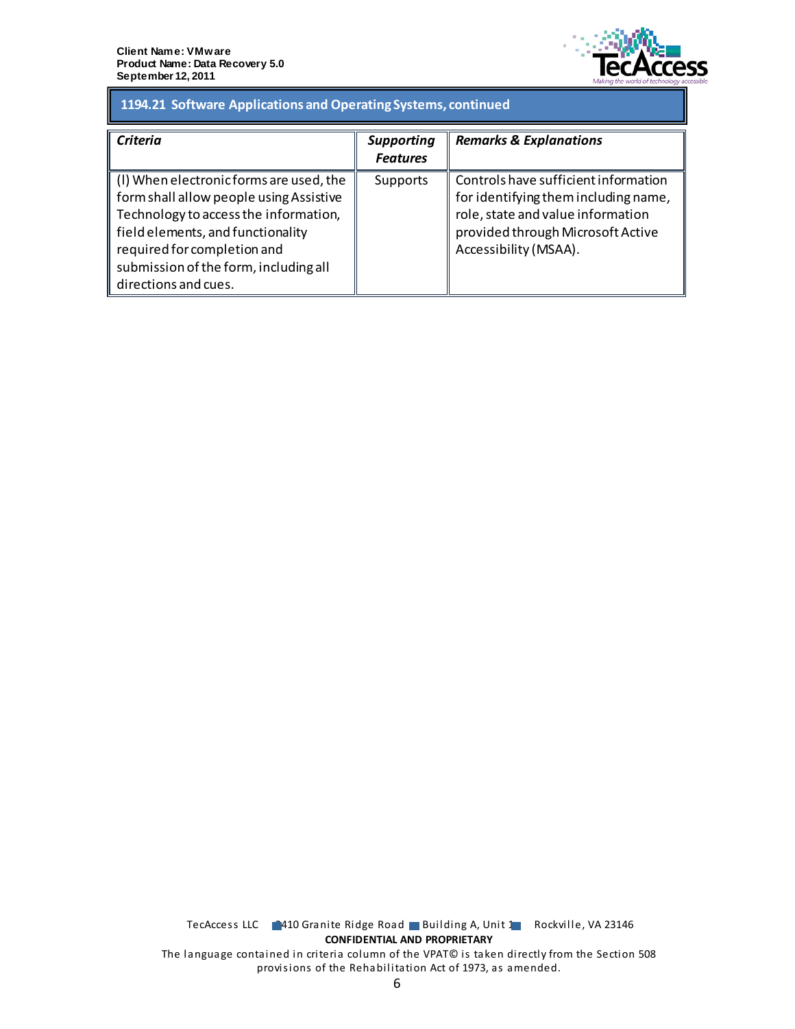## 1194.21 Software Applications and Operating Systems, continued

| *Criteria* | *Supporting Features* | *Remarks & Explanations* |
|---|---|---|
| (l) When electronic forms are used, the form shall allow people using Assistive Technology to access the information, field elements, and functionality required for completion and submission of the form, including all directions and cues. | Supports | Controls have sufficient information for identifying them including name, role, state and value information provided through Microsoft Active Accessibility (MSAA). |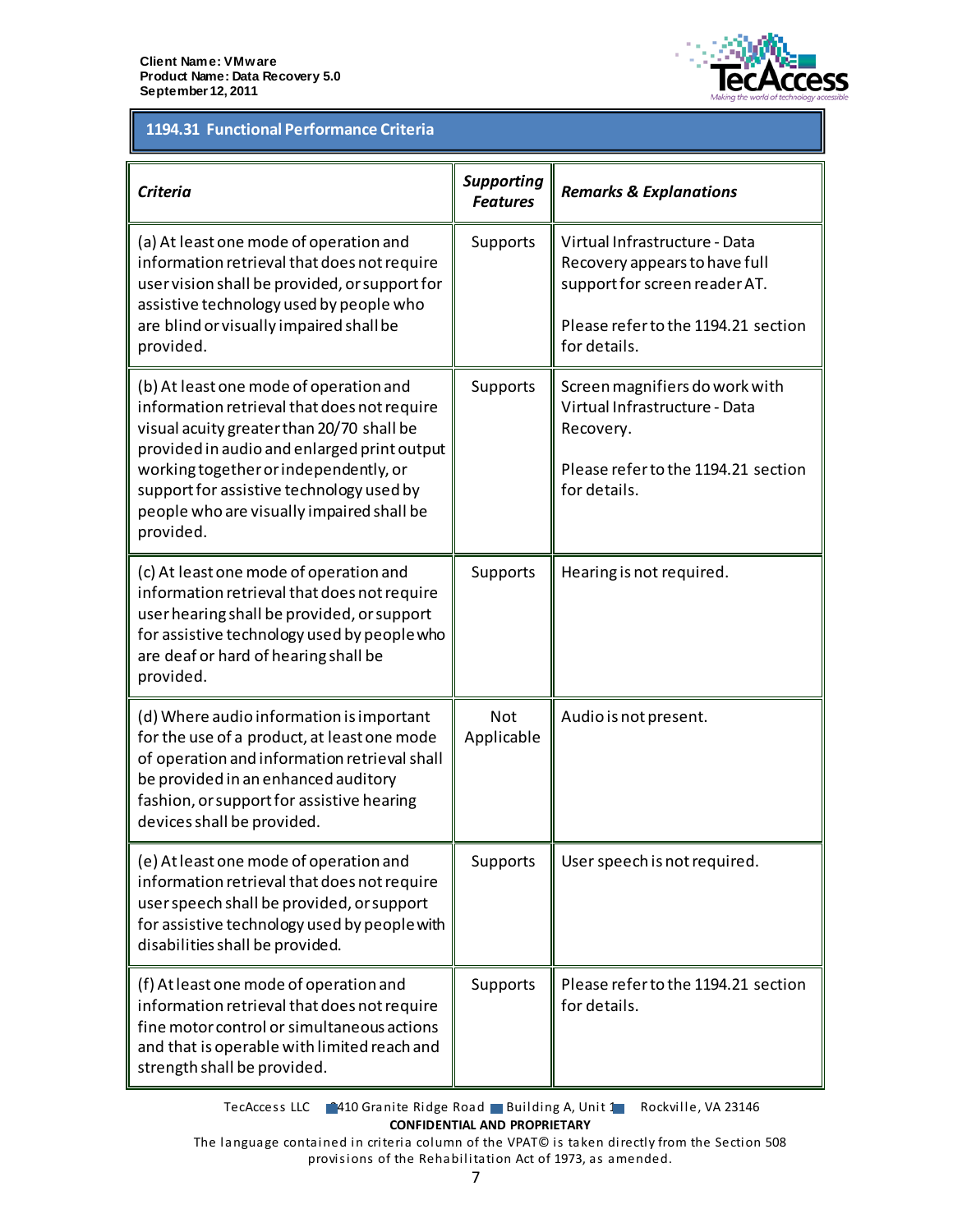## 1194.31 Functional Performance Criteria

| *Criteria* | *Supporting Features* | *Remarks & Explanations* |
|---|---|---|
| (a) At least one mode of operation and information retrieval that does not require user vision shall be provided, or support for assistive technology used by people who are blind or visually impaired shall be provided. | Supports | Virtual Infrastructure - Data Recovery appears to have full support for screen reader AT.<br><br>Please refer to the 1194.21 section for details. |
| (b) At least one mode of operation and information retrieval that does not require visual acuity greater than 20/70 shall be provided in audio and enlarged print output working together or independently, or support for assistive technology used by people who are visually impaired shall be provided. | Supports | Screen magnifiers do work with Virtual Infrastructure - Data Recovery.<br><br>Please refer to the 1194.21 section for details. |
| (c) At least one mode of operation and information retrieval that does not require user hearing shall be provided, or support for assistive technology used by people who are deaf or hard of hearing shall be provided. | Supports | Hearing is not required. |
| (d) Where audio information is important for the use of a product, at least one mode of operation and information retrieval shall be provided in an enhanced auditory fashion, or support for assistive hearing devices shall be provided. | Not Applicable | Audio is not present. |
| (e) At least one mode of operation and information retrieval that does not require user speech shall be provided, or support for assistive technology used by people with disabilities shall be provided. | Supports | User speech is not required. |
| (f) At least one mode of operation and information retrieval that does not require fine motor control or simultaneous actions and that is operable with limited reach and strength shall be provided. | Supports | Please refer to the 1194.21 section for details. |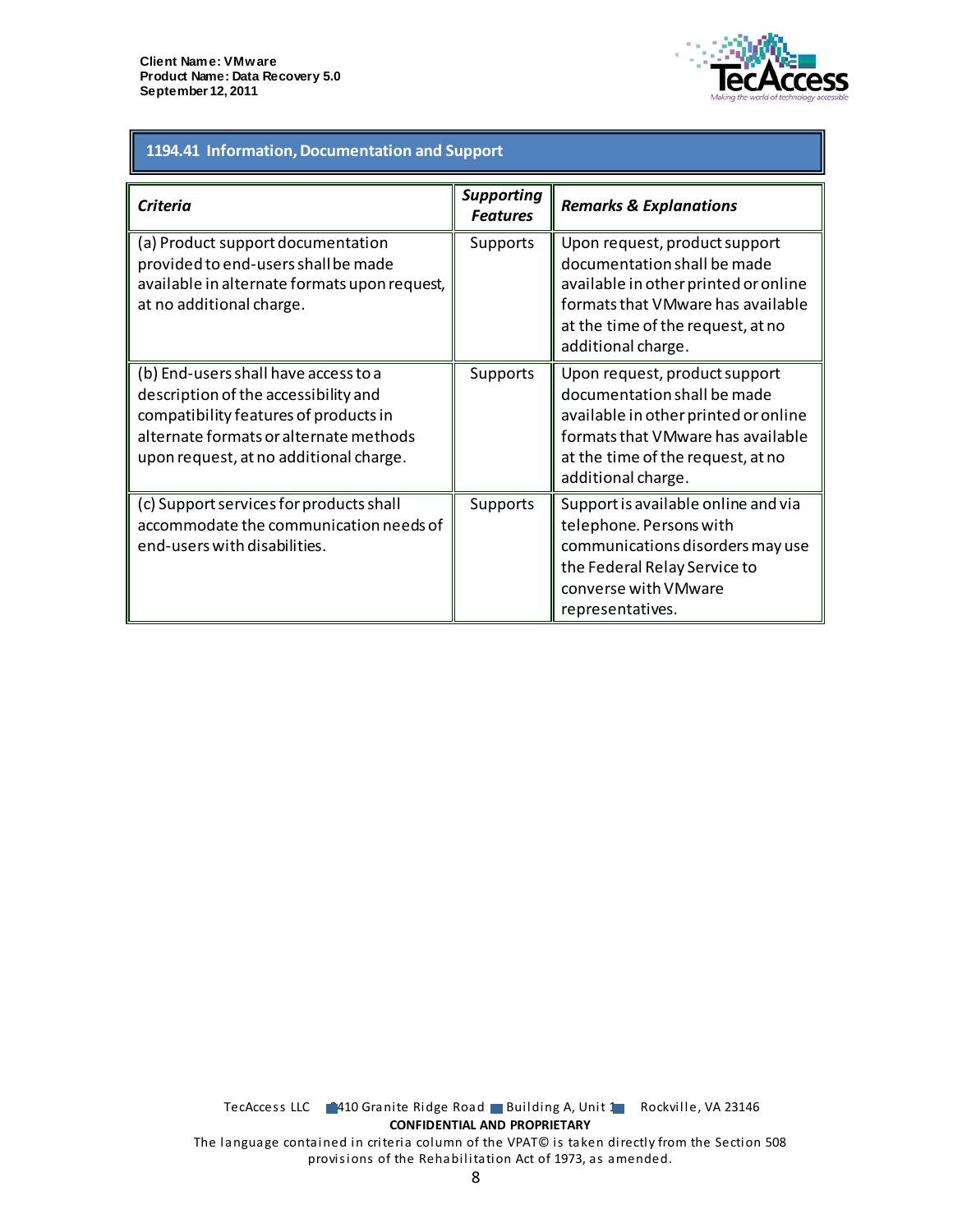## 1194.41 Information, Documentation and Support

| *Criteria* | *Supporting Features* | *Remarks & Explanations* |
|---|---|---|
| (a) Product support documentation provided to end-users shall be made available in alternate formats upon request, at no additional charge. | Supports | Upon request, product support documentation shall be made available in other printed or online formats that VMware has available at the time of the request, at no additional charge. |
| (b) End-users shall have access to a description of the accessibility and compatibility features of products in alternate formats or alternate methods upon request, at no additional charge. | Supports | Upon request, product support documentation shall be made available in other printed or online formats that VMware has available at the time of the request, at no additional charge. |
| (c) Support services for products shall accommodate the communication needs of end-users with disabilities. | Supports | Support is available online and via telephone. Persons with communications disorders may use the Federal Relay Service to converse with VMware representatives. |